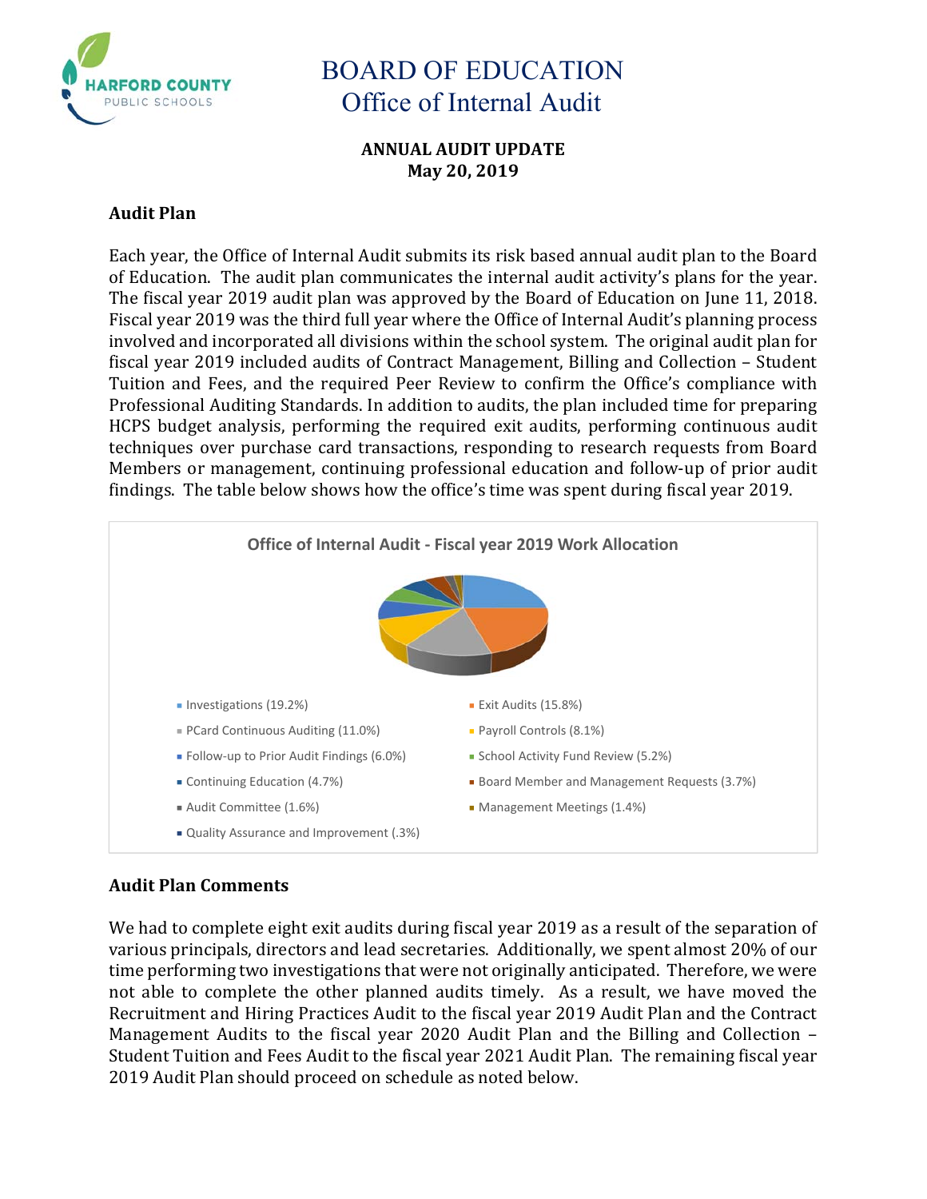# BOARD OF EDUCATION
## Office of Internal Audit

**ANNUAL AUDIT UPDATE**
**May 20, 2019**

### Audit Plan

Each year, the Office of Internal Audit submits its risk based annual audit plan to the Board of Education. The audit plan communicates the internal audit activity's plans for the year. The fiscal year 2019 audit plan was approved by the Board of Education on June 11, 2018. Fiscal year 2019 was the third full year where the Office of Internal Audit's planning process involved and incorporated all divisions within the school system. The original audit plan for fiscal year 2019 included audits of Contract Management, Billing and Collection – Student Tuition and Fees, and the required Peer Review to confirm the Office's compliance with Professional Auditing Standards. In addition to audits, the plan included time for preparing HCPS budget analysis, performing the required exit audits, performing continuous audit techniques over purchase card transactions, responding to research requests from Board Members or management, continuing professional education and follow-up of prior audit findings. The table below shows how the office's time was spent during fiscal year 2019.

**Office of Internal Audit - Fiscal year 2019 Work Allocation**

- Investigations (19.2%)
- Exit Audits (15.8%)
- PCard Continuous Auditing (11.0%)
- Payroll Controls (8.1%)
- Follow-up to Prior Audit Findings (6.0%)
- School Activity Fund Review (5.2%)
- Continuing Education (4.7%)
- Board Member and Management Requests (3.7%)
- Audit Committee (1.6%)
- Management Meetings (1.4%)
- Quality Assurance and Improvement (.3%)

### Audit Plan Comments

We had to complete eight exit audits during fiscal year 2019 as a result of the separation of various principals, directors and lead secretaries. Additionally, we spent almost 20% of our time performing two investigations that were not originally anticipated. Therefore, we were not able to complete the other planned audits timely. As a result, we have moved the Recruitment and Hiring Practices Audit to the fiscal year 2019 Audit Plan and the Contract Management Audits to the fiscal year 2020 Audit Plan and the Billing and Collection – Student Tuition and Fees Audit to the fiscal year 2021 Audit Plan. The remaining fiscal year 2019 Audit Plan should proceed on schedule as noted below.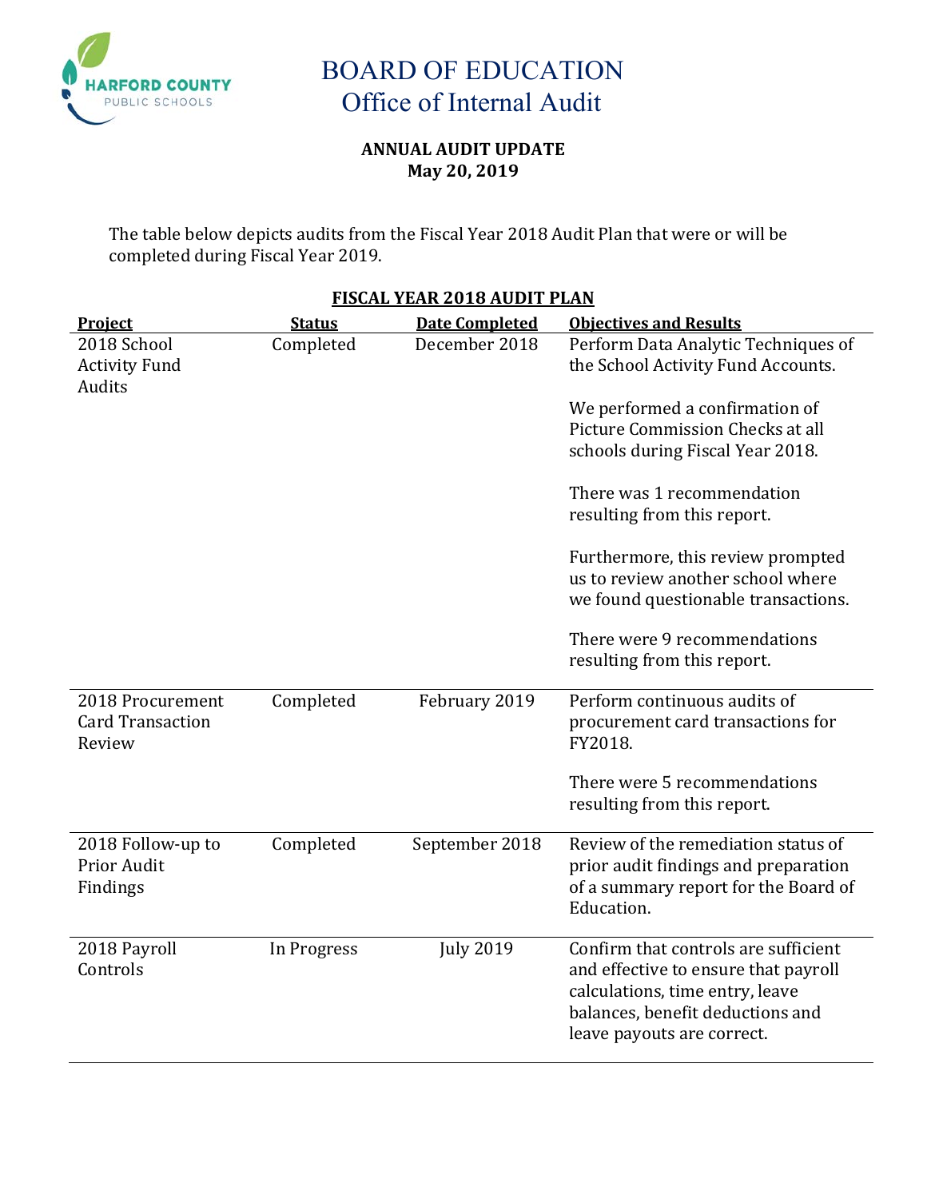# BOARD OF EDUCATION
## Office of Internal Audit

**ANNUAL AUDIT UPDATE**
**May 20, 2019**

The table below depicts audits from the Fiscal Year 2018 Audit Plan that were or will be completed during Fiscal Year 2019.

**FISCAL YEAR 2018 AUDIT PLAN**

| Project | Status | Date Completed | Objectives and Results |
|---|---|---|---|
| 2018 School Activity Fund Audits | Completed | December 2018 | Perform Data Analytic Techniques of the School Activity Fund Accounts.<br><br>We performed a confirmation of Picture Commission Checks at all schools during Fiscal Year 2018.<br><br>There was 1 recommendation resulting from this report.<br><br>Furthermore, this review prompted us to review another school where we found questionable transactions.<br><br>There were 9 recommendations resulting from this report. |
| 2018 Procurement Card Transaction Review | Completed | February 2019 | Perform continuous audits of procurement card transactions for FY2018.<br><br>There were 5 recommendations resulting from this report. |
| 2018 Follow-up to Prior Audit Findings | Completed | September 2018 | Review of the remediation status of prior audit findings and preparation of a summary report for the Board of Education. |
| 2018 Payroll Controls | In Progress | July 2019 | Confirm that controls are sufficient and effective to ensure that payroll calculations, time entry, leave balances, benefit deductions and leave payouts are correct. |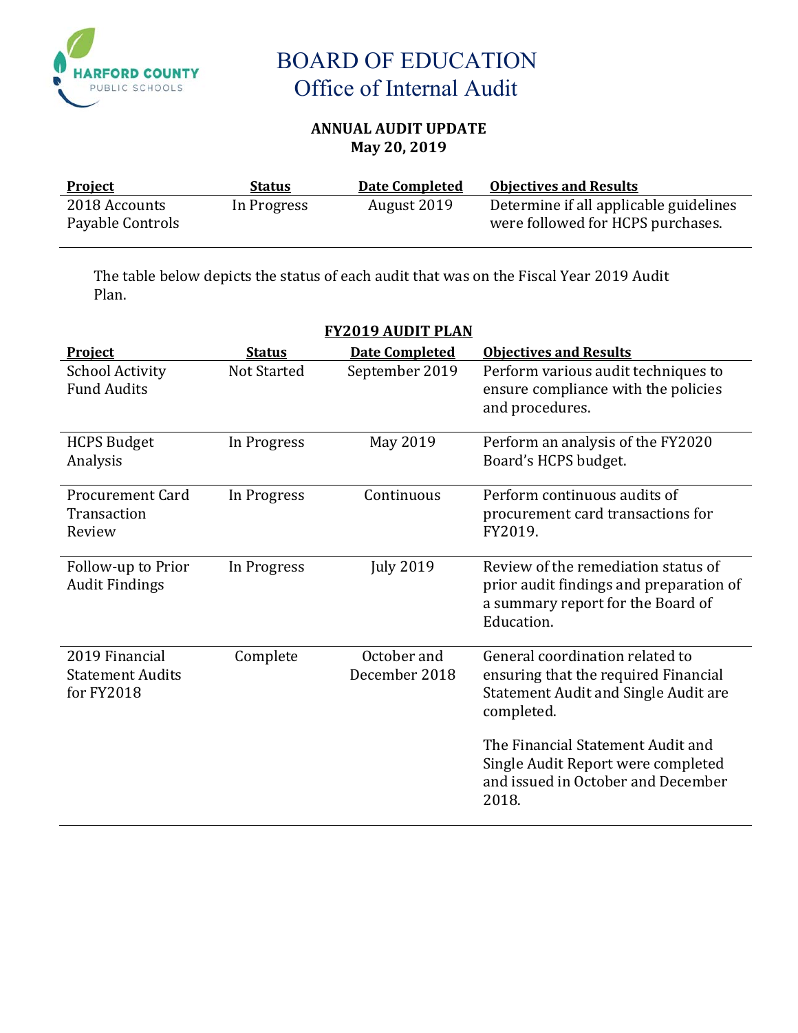# BOARD OF EDUCATION
## Office of Internal Audit

**ANNUAL AUDIT UPDATE**
**May 20, 2019**

| Project | Status | Date Completed | Objectives and Results |
|---|---|---|---|
| 2018 Accounts Payable Controls | In Progress | August 2019 | Determine if all applicable guidelines were followed for HCPS purchases. |

The table below depicts the status of each audit that was on the Fiscal Year 2019 Audit Plan.

**FY2019 AUDIT PLAN**

| Project | Status | Date Completed | Objectives and Results |
|---|---|---|---|
| School Activity Fund Audits | Not Started | September 2019 | Perform various audit techniques to ensure compliance with the policies and procedures. |
| HCPS Budget Analysis | In Progress | May 2019 | Perform an analysis of the FY2020 Board's HCPS budget. |
| Procurement Card Transaction Review | In Progress | Continuous | Perform continuous audits of procurement card transactions for FY2019. |
| Follow-up to Prior Audit Findings | In Progress | July 2019 | Review of the remediation status of prior audit findings and preparation of a summary report for the Board of Education. |
| 2019 Financial Statement Audits for FY2018 | Complete | October and December 2018 | General coordination related to ensuring that the required Financial Statement Audit and Single Audit are completed.<br><br>The Financial Statement Audit and Single Audit Report were completed and issued in October and December 2018. |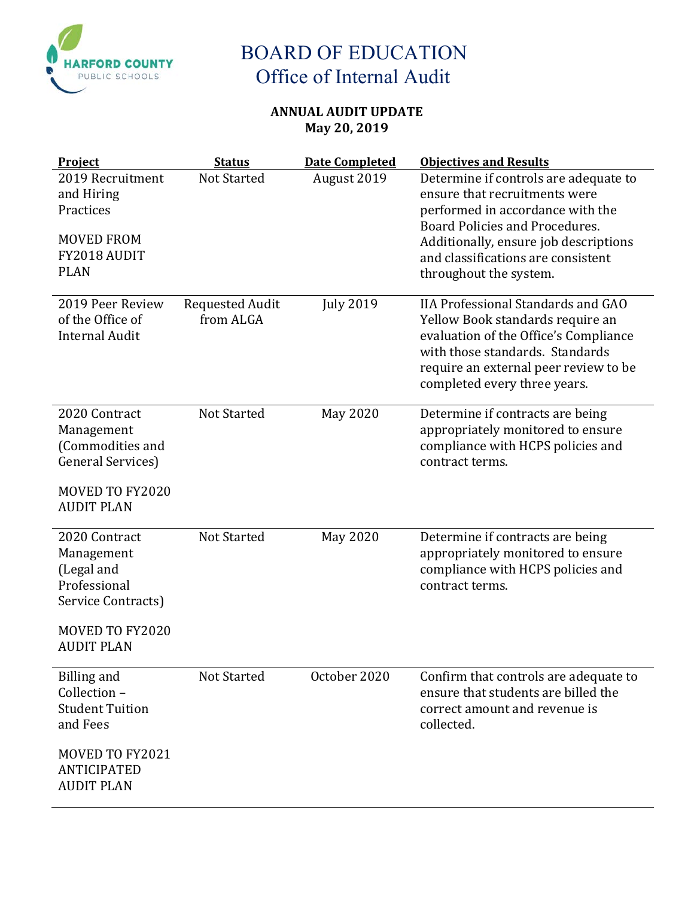# BOARD OF EDUCATION
## Office of Internal Audit

**ANNUAL AUDIT UPDATE**
**May 20, 2019**

| Project | Status | Date Completed | Objectives and Results |
|---|---|---|---|
| 2019 Recruitment and Hiring Practices<br><br>MOVED FROM FY2018 AUDIT PLAN | Not Started | August 2019 | Determine if controls are adequate to ensure that recruitments were performed in accordance with the Board Policies and Procedures. Additionally, ensure job descriptions and classifications are consistent throughout the system. |
| 2019 Peer Review of the Office of Internal Audit | Requested Audit from ALGA | July 2019 | IIA Professional Standards and GAO Yellow Book standards require an evaluation of the Office's Compliance with those standards. Standards require an external peer review to be completed every three years. |
| 2020 Contract Management (Commodities and General Services)<br><br>MOVED TO FY2020 AUDIT PLAN | Not Started | May 2020 | Determine if contracts are being appropriately monitored to ensure compliance with HCPS policies and contract terms. |
| 2020 Contract Management (Legal and Professional Service Contracts)<br><br>MOVED TO FY2020 AUDIT PLAN | Not Started | May 2020 | Determine if contracts are being appropriately monitored to ensure compliance with HCPS policies and contract terms. |
| Billing and Collection – Student Tuition and Fees<br><br>MOVED TO FY2021 ANTICIPATED AUDIT PLAN | Not Started | October 2020 | Confirm that controls are adequate to ensure that students are billed the correct amount and revenue is collected. |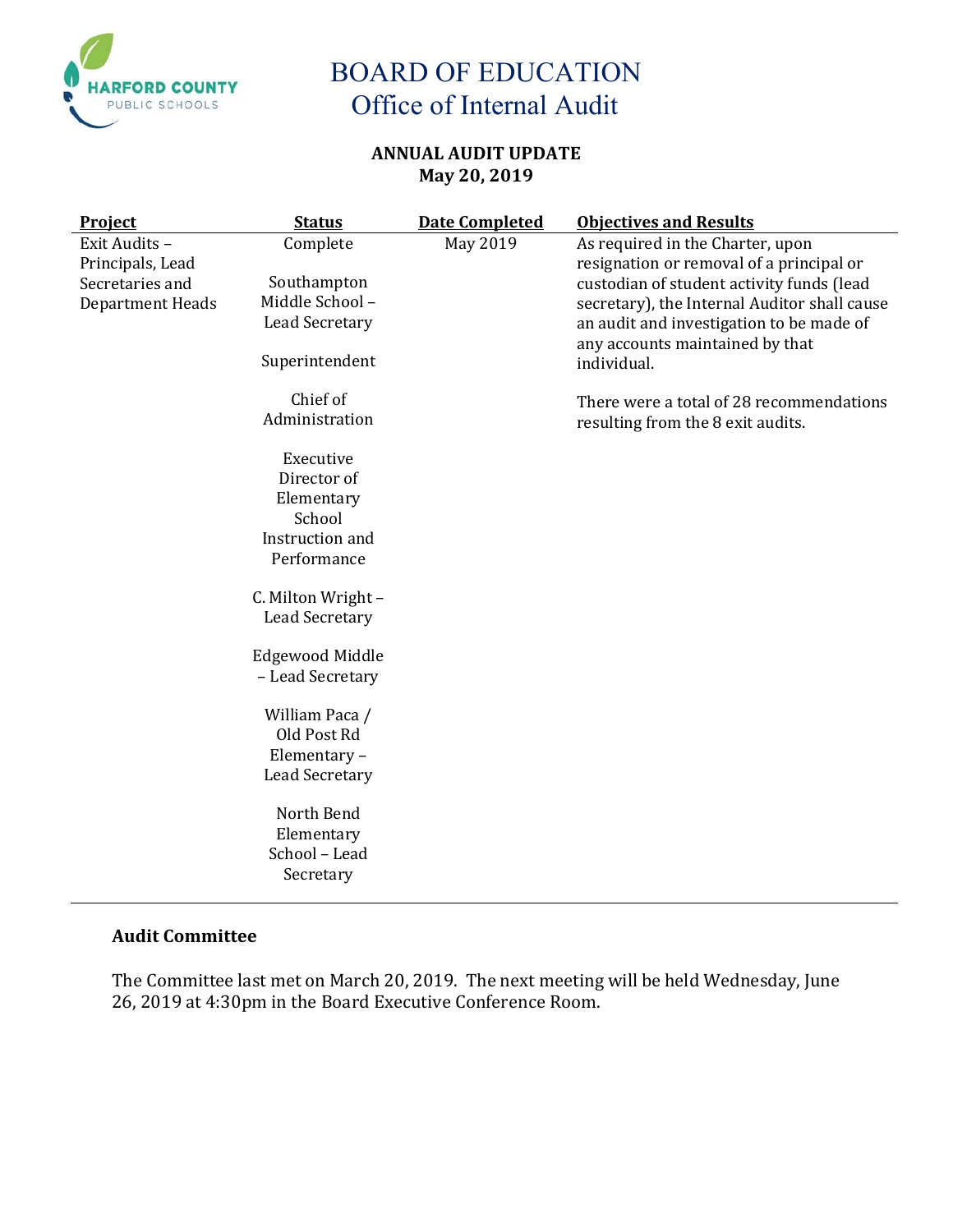# BOARD OF EDUCATION
## Office of Internal Audit

**ANNUAL AUDIT UPDATE**
**May 20, 2019**

| Project | Status | Date Completed | Objectives and Results |
|---|---|---|---|
| Exit Audits – Principals, Lead Secretaries and Department Heads | Complete<br><br>Southampton Middle School – Lead Secretary<br><br>Superintendent<br><br>Chief of Administration<br><br>Executive Director of Elementary School Instruction and Performance<br><br>C. Milton Wright – Lead Secretary<br><br>Edgewood Middle – Lead Secretary<br><br>William Paca / Old Post Rd Elementary – Lead Secretary<br><br>North Bend Elementary School – Lead Secretary | May 2019 | As required in the Charter, upon resignation or removal of a principal or custodian of student activity funds (lead secretary), the Internal Auditor shall cause an audit and investigation to be made of any accounts maintained by that individual.<br><br>There were a total of 28 recommendations resulting from the 8 exit audits. |

### Audit Committee

The Committee last met on March 20, 2019. The next meeting will be held Wednesday, June 26, 2019 at 4:30pm in the Board Executive Conference Room.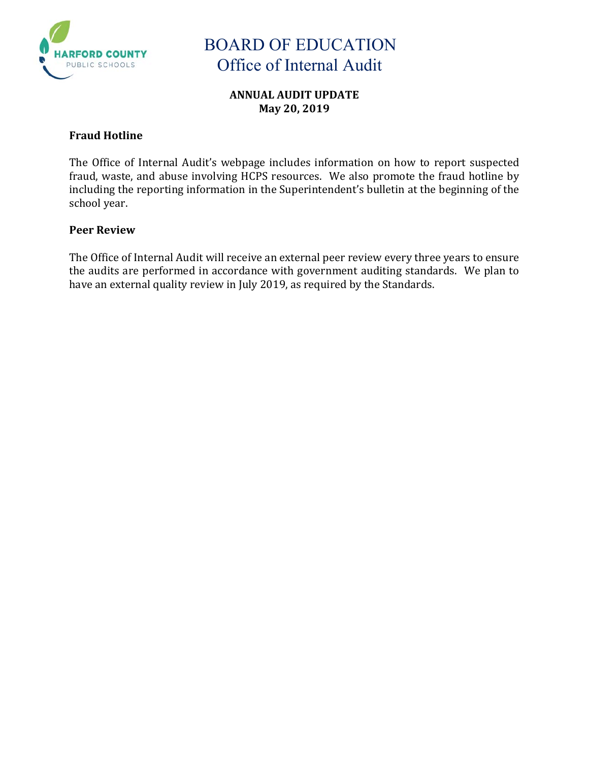# BOARD OF EDUCATION
## Office of Internal Audit

**ANNUAL AUDIT UPDATE**
**May 20, 2019**

**Fraud Hotline**

The Office of Internal Audit's webpage includes information on how to report suspected fraud, waste, and abuse involving HCPS resources. We also promote the fraud hotline by including the reporting information in the Superintendent's bulletin at the beginning of the school year.

**Peer Review**

The Office of Internal Audit will receive an external peer review every three years to ensure the audits are performed in accordance with government auditing standards. We plan to have an external quality review in July 2019, as required by the Standards.